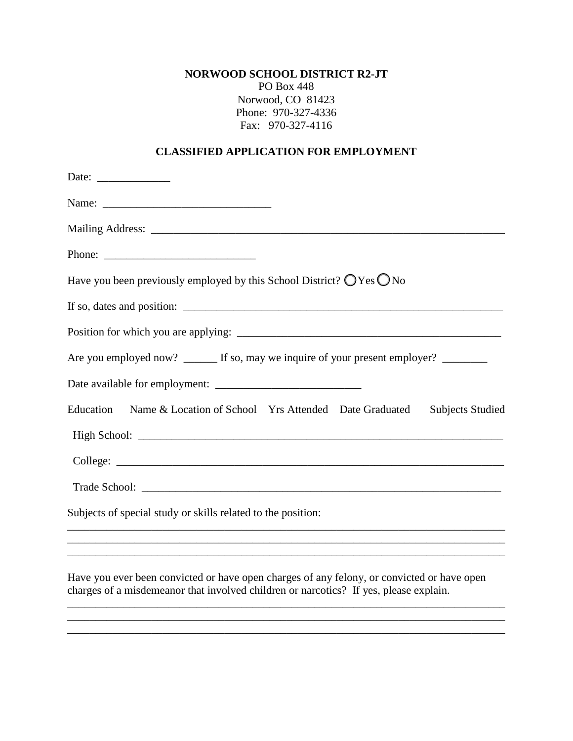**NORWOOD SCHOOL DISTRICT R2-JT**
PO Box 448
Norwood, CO 81423
Phone: 970-327-4336
Fax: 970-327-4116

**CLASSIFIED APPLICATION FOR EMPLOYMENT**

Date: _____________

Name: ______________________________

Mailing Address: _________________________________________________________________

Phone: ___________________________

Have you been previously employed by this School District? ◯ Yes ◯ No

If so, dates and position: ___________________________________________________________

Position for which you are applying: ________________________________________________

Are you employed now? ______ If so, may we inquire of your present employer? ________

Date available for employment: __________________________

Education Name & Location of School Yrs Attended Date Graduated Subjects Studied

High School: ___________________________________________________________________

College: _______________________________________________________________________

Trade School: ___________________________________________________________________

Subjects of special study or skills related to the position:

_________________________________________________________________________________
_________________________________________________________________________________
_________________________________________________________________________________

Have you ever been convicted or have open charges of any felony, or convicted or have open charges of a misdemeanor that involved children or narcotics? If yes, please explain.

_________________________________________________________________________________
_________________________________________________________________________________
_________________________________________________________________________________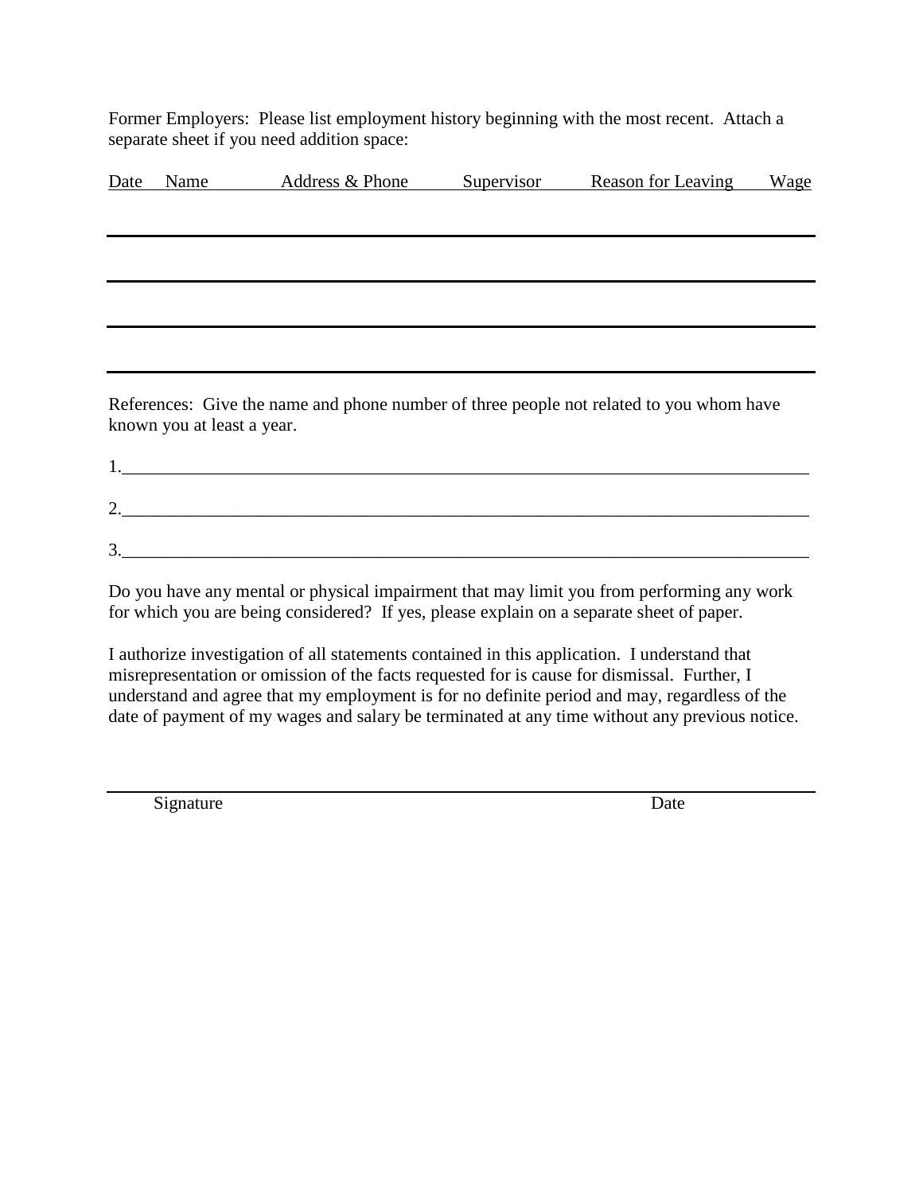Former Employers: Please list employment history beginning with the most recent. Attach a separate sheet if you need addition space:

| Date | Name | Address & Phone | Supervisor | Reason for Leaving | Wage |
|---|---|---|---|---|---|
| | | | | | |
| | | | | | |
| | | | | | |
| | | | | | |

References: Give the name and phone number of three people not related to you whom have known you at least a year.

1.\_\_\_\_\_\_\_\_\_\_\_\_\_\_\_\_\_\_\_\_\_\_\_\_\_\_\_\_\_\_\_\_\_\_\_\_\_\_\_\_\_\_\_\_\_\_\_\_\_\_\_\_\_\_\_\_\_\_\_\_\_\_\_\_\_\_\_\_\_\_\_\_\_\_\_\_\_

2.\_\_\_\_\_\_\_\_\_\_\_\_\_\_\_\_\_\_\_\_\_\_\_\_\_\_\_\_\_\_\_\_\_\_\_\_\_\_\_\_\_\_\_\_\_\_\_\_\_\_\_\_\_\_\_\_\_\_\_\_\_\_\_\_\_\_\_\_\_\_\_\_\_\_\_\_\_

3.\_\_\_\_\_\_\_\_\_\_\_\_\_\_\_\_\_\_\_\_\_\_\_\_\_\_\_\_\_\_\_\_\_\_\_\_\_\_\_\_\_\_\_\_\_\_\_\_\_\_\_\_\_\_\_\_\_\_\_\_\_\_\_\_\_\_\_\_\_\_\_\_\_\_\_\_\_

Do you have any mental or physical impairment that may limit you from performing any work for which you are being considered? If yes, please explain on a separate sheet of paper.

I authorize investigation of all statements contained in this application. I understand that misrepresentation or omission of the facts requested for is cause for dismissal. Further, I understand and agree that my employment is for no definite period and may, regardless of the date of payment of my wages and salary be terminated at any time without any previous notice.

\_\_\_\_\_\_\_\_\_\_\_\_\_\_\_\_\_\_\_\_\_\_\_\_\_\_\_\_\_\_\_\_\_\_\_\_\_\_\_\_\_\_\_\_\_\_\_\_\_\_\_\_\_\_\_\_\_\_\_\_\_\_\_\_\_\_\_\_\_\_\_\_\_\_\_\_\_

Signature Date